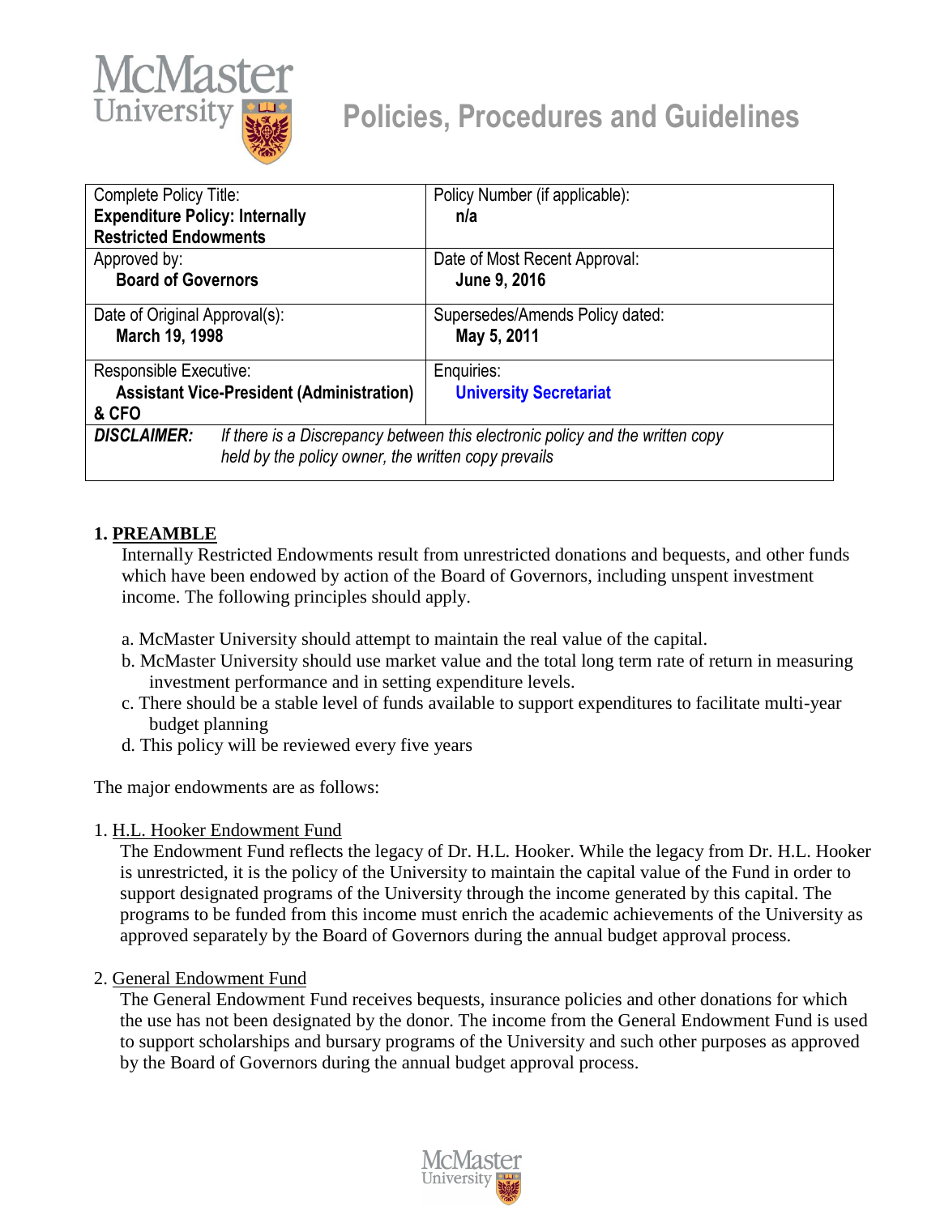# Policies, Procedures and Guidelines

| Complete Policy Title: **Expenditure Policy: Internally Restricted Endowments** | Policy Number (if applicable): **n/a** |
|---|---|
| Approved by: **Board of Governors** | Date of Most Recent Approval: **June 9, 2016** |
| Date of Original Approval(s): **March 19, 1998** | Supersedes/Amends Policy dated: **May 5, 2011** |
| Responsible Executive: **Assistant Vice-President (Administration) & CFO** | Enquiries: **University Secretariat** |
| ***DISCLAIMER:*** *If there is a Discrepancy between this electronic policy and the written copy held by the policy owner, the written copy prevails* | |

## 1. PREAMBLE

Internally Restricted Endowments result from unrestricted donations and bequests, and other funds which have been endowed by action of the Board of Governors, including unspent investment income. The following principles should apply.

a. McMaster University should attempt to maintain the real value of the capital.
b. McMaster University should use market value and the total long term rate of return in measuring investment performance and in setting expenditure levels.
c. There should be a stable level of funds available to support expenditures to facilitate multi-year budget planning
d. This policy will be reviewed every five years

The major endowments are as follows:

1. H.L. Hooker Endowment Fund
   The Endowment Fund reflects the legacy of Dr. H.L. Hooker. While the legacy from Dr. H.L. Hooker is unrestricted, it is the policy of the University to maintain the capital value of the Fund in order to support designated programs of the University through the income generated by this capital. The programs to be funded from this income must enrich the academic achievements of the University as approved separately by the Board of Governors during the annual budget approval process.

2. General Endowment Fund
   The General Endowment Fund receives bequests, insurance policies and other donations for which the use has not been designated by the donor. The income from the General Endowment Fund is used to support scholarships and bursary programs of the University and such other purposes as approved by the Board of Governors during the annual budget approval process.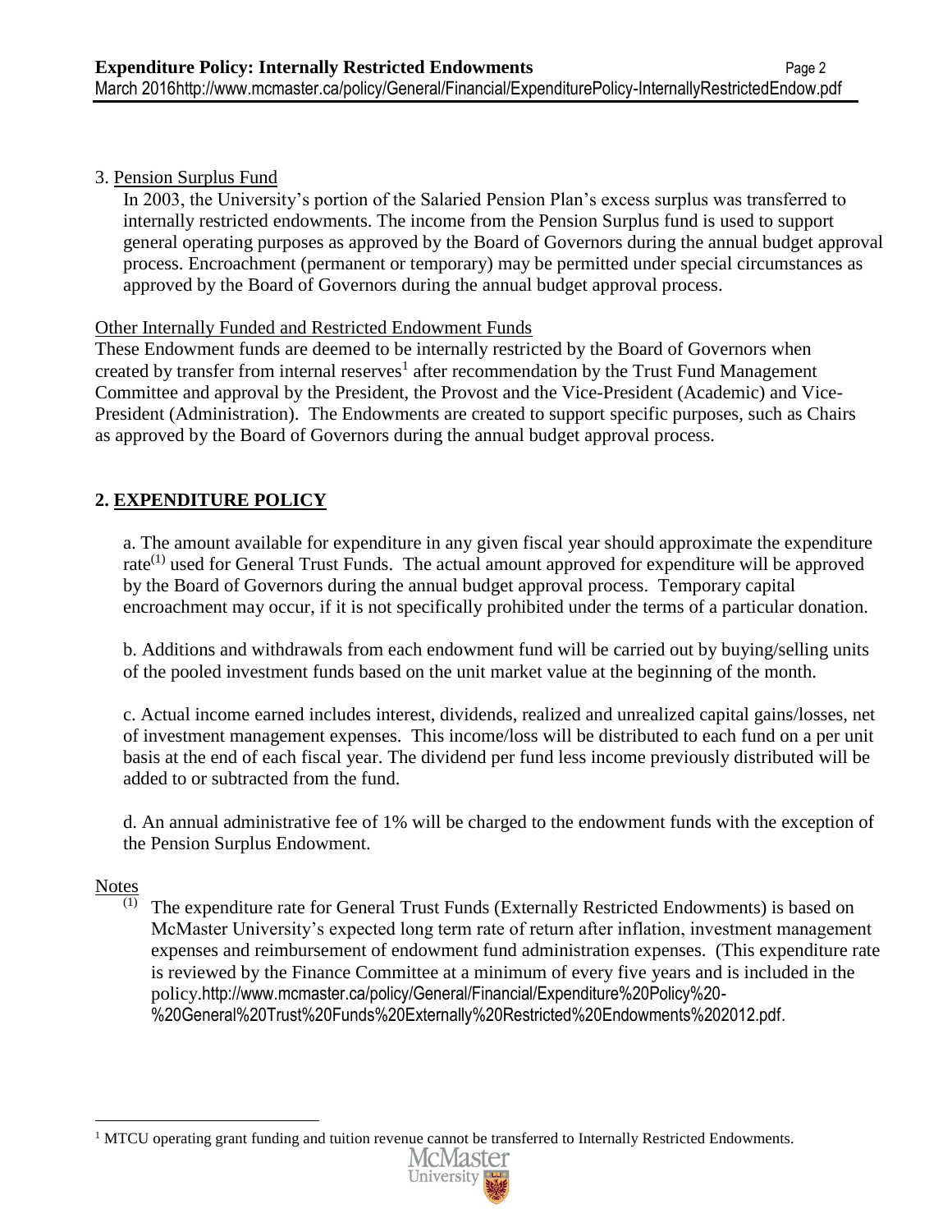3. Pension Surplus Fund

   In 2003, the University's portion of the Salaried Pension Plan's excess surplus was transferred to internally restricted endowments. The income from the Pension Surplus fund is used to support general operating purposes as approved by the Board of Governors during the annual budget approval process. Encroachment (permanent or temporary) may be permitted under special circumstances as approved by the Board of Governors during the annual budget approval process.

Other Internally Funded and Restricted Endowment Funds

These Endowment funds are deemed to be internally restricted by the Board of Governors when created by transfer from internal reserves[1] after recommendation by the Trust Fund Management Committee and approval by the President, the Provost and the Vice-President (Academic) and Vice-President (Administration). The Endowments are created to support specific purposes, such as Chairs as approved by the Board of Governors during the annual budget approval process.

## 2. EXPENDITURE POLICY

a. The amount available for expenditure in any given fiscal year should approximate the expenditure rate[(1)] used for General Trust Funds. The actual amount approved for expenditure will be approved by the Board of Governors during the annual budget approval process. Temporary capital encroachment may occur, if it is not specifically prohibited under the terms of a particular donation.

b. Additions and withdrawals from each endowment fund will be carried out by buying/selling units of the pooled investment funds based on the unit market value at the beginning of the month.

c. Actual income earned includes interest, dividends, realized and unrealized capital gains/losses, net of investment management expenses. This income/loss will be distributed to each fund on a per unit basis at the end of each fiscal year. The dividend per fund less income previously distributed will be added to or subtracted from the fund.

d. An annual administrative fee of 1% will be charged to the endowment funds with the exception of the Pension Surplus Endowment.

Notes

(1) The expenditure rate for General Trust Funds (Externally Restricted Endowments) is based on McMaster University's expected long term rate of return after inflation, investment management expenses and reimbursement of endowment fund administration expenses. (This expenditure rate is reviewed by the Finance Committee at a minimum of every five years and is included in the policy.http://www.mcmaster.ca/policy/General/Financial/Expenditure%20Policy%20-%20General%20Trust%20Funds%20Externally%20Restricted%20Endowments%202012.pdf.

[1] MTCU operating grant funding and tuition revenue cannot be transferred to Internally Restricted Endowments.